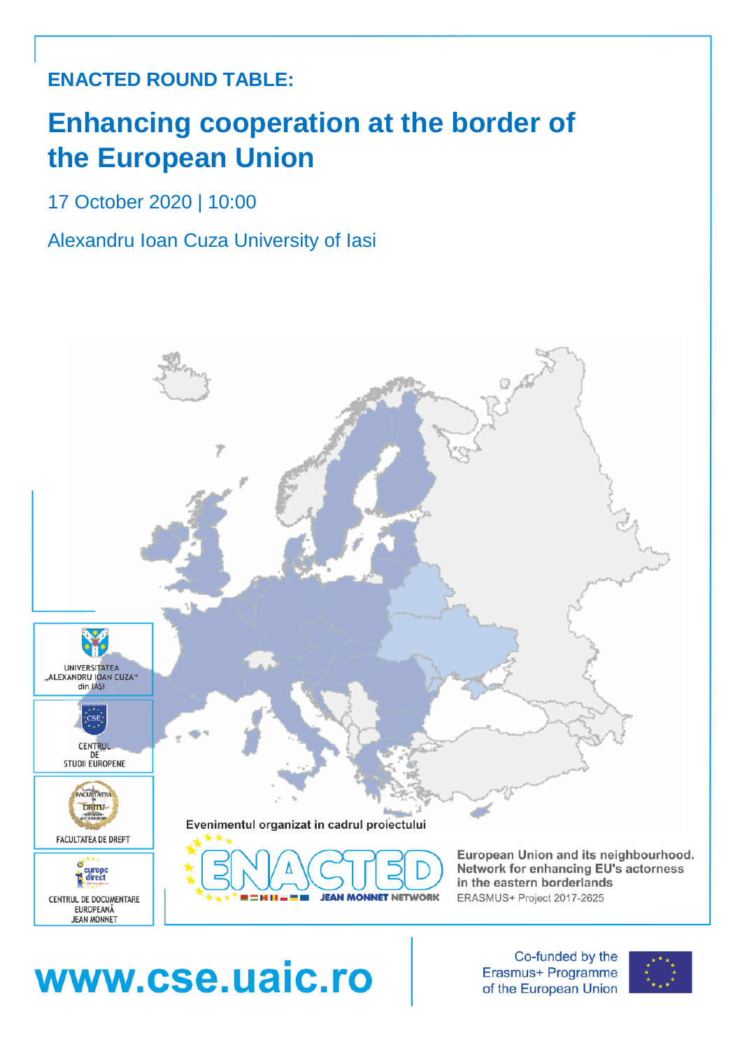**ENACTED ROUND TABLE:**

# Enhancing cooperation at the border of the European Union

17 October 2020 | 10:00

Alexandru Ioan Cuza University of Iasi

UNIVERSITATEA „ALEXANDRU IOAN CUZA" din IAȘI

CENTRUL DE STUDII EUROPENE

FACULTATEA DE DREPT

CENTRUL DE DOCUMENTARE EUROPEANĂ JEAN MONNET

Evenimentul organizat in cadrul proiectului

ENACTED JEAN MONNET NETWORK

**European Union and its neighbourhood. Network for enhancing EU's actorness in the eastern borderlands**

ERASMUS+ Project 2017-2625

**www.cse.uaic.ro**

Co-funded by the Erasmus+ Programme of the European Union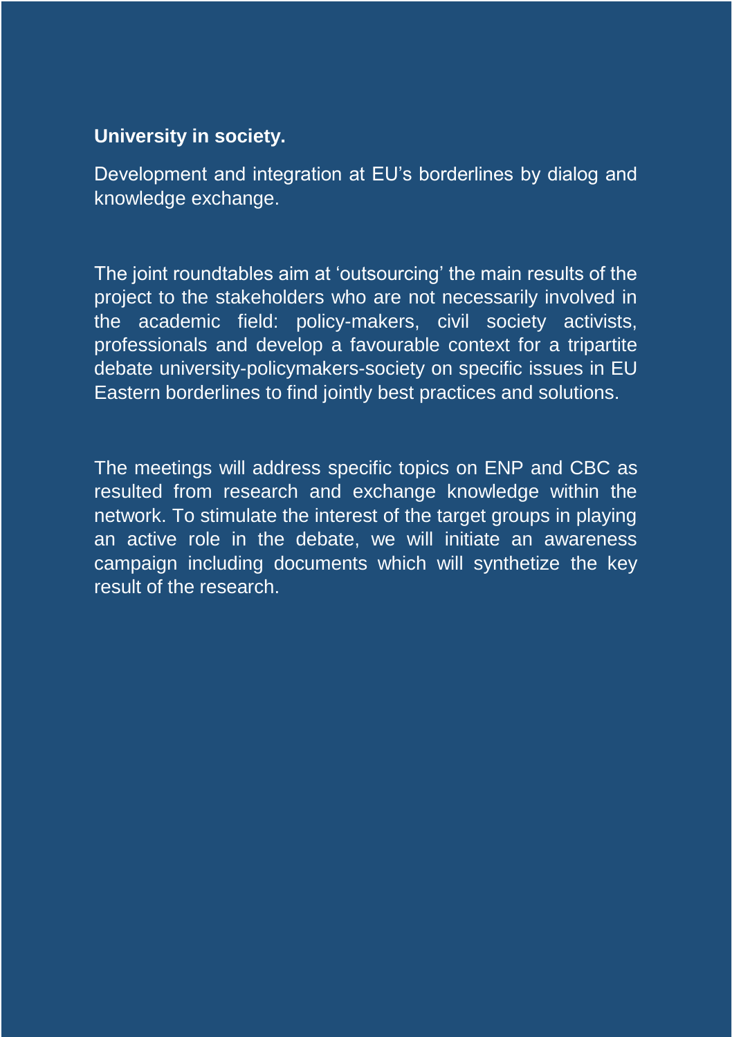**University in society.**

Development and integration at EU's borderlines by dialog and knowledge exchange.

The joint roundtables aim at 'outsourcing' the main results of the project to the stakeholders who are not necessarily involved in the academic field: policy-makers, civil society activists, professionals and develop a favourable context for a tripartite debate university-policymakers-society on specific issues in EU Eastern borderlines to find jointly best practices and solutions.

The meetings will address specific topics on ENP and CBC as resulted from research and exchange knowledge within the network. To stimulate the interest of the target groups in playing an active role in the debate, we will initiate an awareness campaign including documents which will synthetize the key result of the research.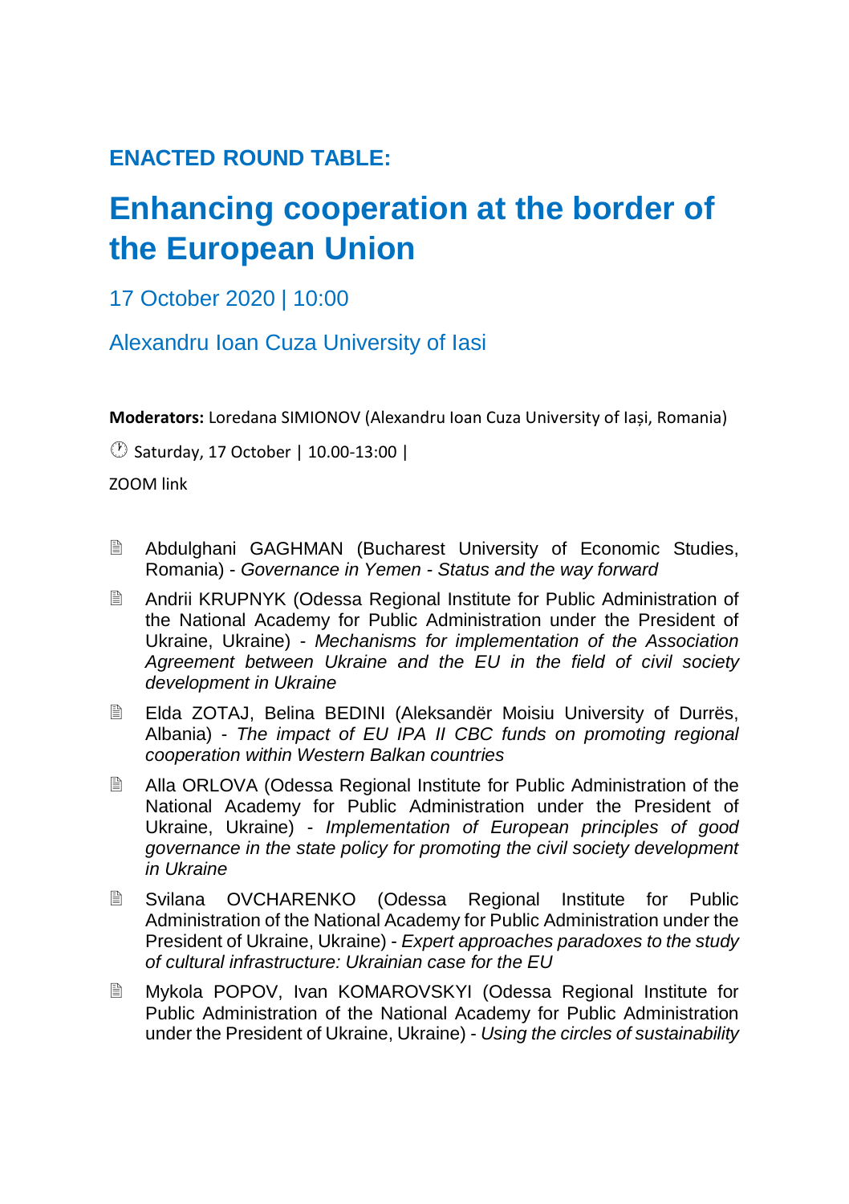**ENACTED ROUND TABLE:**

# Enhancing cooperation at the border of the European Union

17 October 2020 | 10:00

Alexandru Ioan Cuza University of Iasi

**Moderators:** Loredana SIMIONOV (Alexandru Ioan Cuza University of Iași, Romania)

🕐 Saturday, 17 October | 10.00-13:00 |

ZOOM link

- Abdulghani GAGHMAN (Bucharest University of Economic Studies, Romania) - *Governance in Yemen - Status and the way forward*
- Andrii KRUPNYK (Odessa Regional Institute for Public Administration of the National Academy for Public Administration under the President of Ukraine, Ukraine) - *Mechanisms for implementation of the Association Agreement between Ukraine and the EU in the field of civil society development in Ukraine*
- Elda ZOTAJ, Belina BEDINI (Aleksandër Moisiu University of Durrës, Albania) - *The impact of EU IPA II CBC funds on promoting regional cooperation within Western Balkan countries*
- Alla ORLOVA (Odessa Regional Institute for Public Administration of the National Academy for Public Administration under the President of Ukraine, Ukraine) - *Implementation of European principles of good governance in the state policy for promoting the civil society development in Ukraine*
- Svilana OVCHARENKO (Odessa Regional Institute for Public Administration of the National Academy for Public Administration under the President of Ukraine, Ukraine) - *Expert approaches paradoxes to the study of cultural infrastructure: Ukrainian case for the EU*
- Mykola POPOV, Ivan KOMAROVSKYI (Odessa Regional Institute for Public Administration of the National Academy for Public Administration under the President of Ukraine, Ukraine) - *Using the circles of sustainability*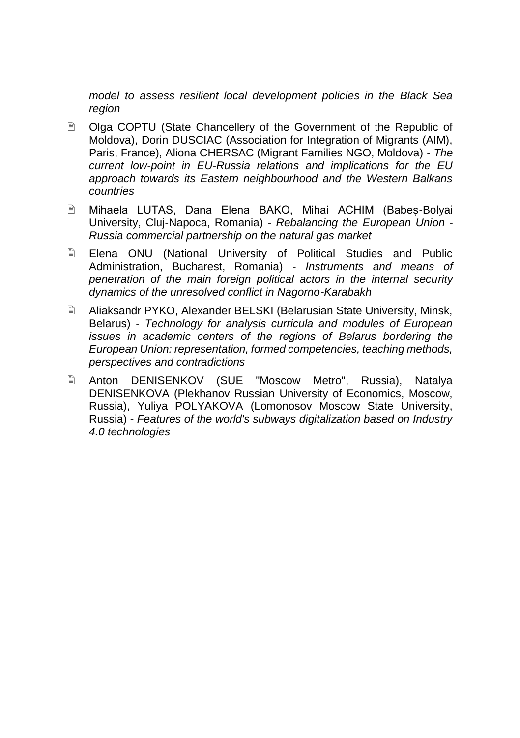*model to assess resilient local development policies in the Black Sea region*

- Olga COPTU (State Chancellery of the Government of the Republic of Moldova), Dorin DUSCIAC (Association for Integration of Migrants (AIM), Paris, France), Aliona CHERSAC (Migrant Families NGO, Moldova) - *The current low-point in EU-Russia relations and implications for the EU approach towards its Eastern neighbourhood and the Western Balkans countries*
- Mihaela LUTAS, Dana Elena BAKO, Mihai ACHIM (Babeș-Bolyai University, Cluj-Napoca, Romania) - *Rebalancing the European Union - Russia commercial partnership on the natural gas market*
- Elena ONU (National University of Political Studies and Public Administration, Bucharest, Romania) - *Instruments and means of penetration of the main foreign political actors in the internal security dynamics of the unresolved conflict in Nagorno-Karabakh*
- Aliaksandr PYKO, Alexander BELSKI (Belarusian State University, Minsk, Belarus) - *Technology for analysis curricula and modules of European issues in academic centers of the regions of Belarus bordering the European Union: representation, formed competencies, teaching methods, perspectives and contradictions*
- Anton DENISENKOV (SUE "Moscow Metro", Russia), Natalya DENISENKOVA (Plekhanov Russian University of Economics, Moscow, Russia), Yuliya POLYAKOVA (Lomonosov Moscow State University, Russia) - *Features of the world's subways digitalization based on Industry 4.0 technologies*